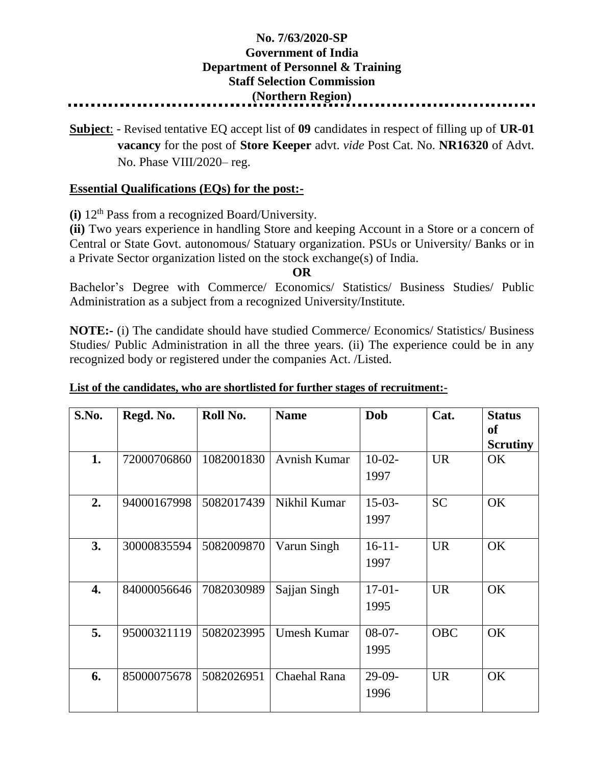**No. 7/63/2020-SP**
**Government of India**
**Department of Personnel & Training**
**Staff Selection Commission**
**(Northern Region)**

---

**Subject**: - Revised tentative EQ accept list of **09** candidates in respect of filling up of **UR-01 vacancy** for the post of **Store Keeper** advt. *vide* Post Cat. No. **NR16320** of Advt. No. Phase VIII/2020– reg.

**Essential Qualifications (EQs) for the post:-**

**(i)** 12th Pass from a recognized Board/University.
**(ii)** Two years experience in handling Store and keeping Account in a Store or a concern of Central or State Govt. autonomous/ Statuary organization. PSUs or University/ Banks or in a Private Sector organization listed on the stock exchange(s) of India.

**OR**

Bachelor's Degree with Commerce/ Economics/ Statistics/ Business Studies/ Public Administration as a subject from a recognized University/Institute.

**NOTE:-** (i) The candidate should have studied Commerce/ Economics/ Statistics/ Business Studies/ Public Administration in all the three years. (ii) The experience could be in any recognized body or registered under the companies Act. /Listed.

**List of the candidates, who are shortlisted for further stages of recruitment:-**

| S.No. | Regd. No. | Roll No. | Name | Dob | Cat. | Status of Scrutiny |
|---|---|---|---|---|---|---|
| **1.** | 72000706860 | 1082001830 | Avnish Kumar | 10-02-1997 | UR | OK |
| **2.** | 94000167998 | 5082017439 | Nikhil Kumar | 15-03-1997 | SC | OK |
| **3.** | 30000835594 | 5082009870 | Varun Singh | 16-11-1997 | UR | OK |
| **4.** | 84000056646 | 7082030989 | Sajjan Singh | 17-01-1995 | UR | OK |
| **5.** | 95000321119 | 5082023995 | Umesh Kumar | 08-07-1995 | OBC | OK |
| **6.** | 85000075678 | 5082026951 | Chaehal Rana | 29-09-1996 | UR | OK |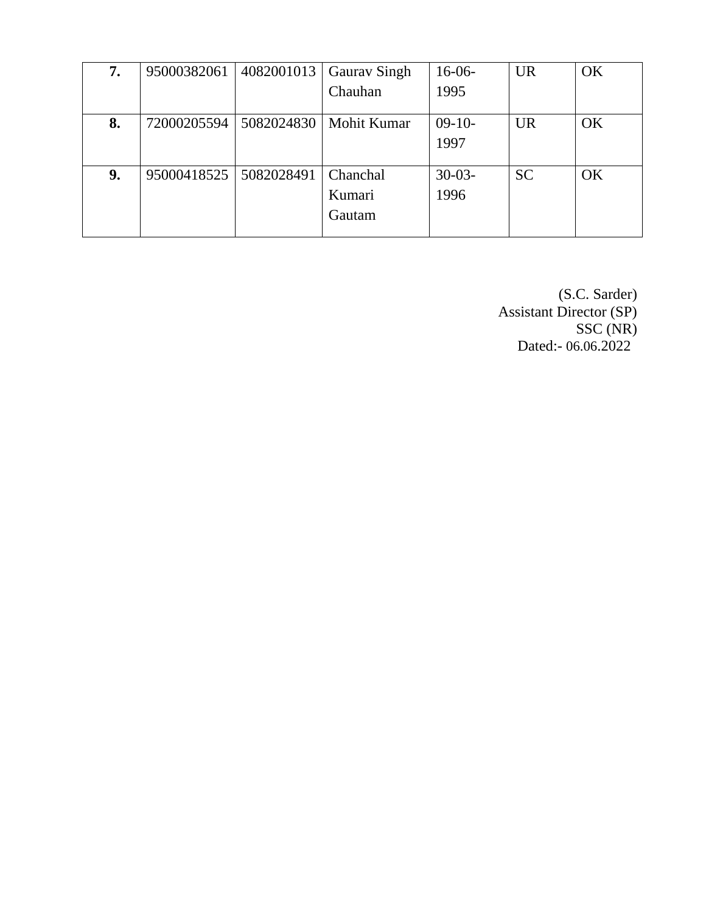| | | | | | | |
|---|---|---|---|---|---|---|
| **7.** | 95000382061 | 4082001013 | Gaurav Singh Chauhan | 16-06-1995 | UR | OK |
| **8.** | 72000205594 | 5082024830 | Mohit Kumar | 09-10-1997 | UR | OK |
| **9.** | 95000418525 | 5082028491 | Chanchal Kumari Gautam | 30-03-1996 | SC | OK |

(S.C. Sarder)
Assistant Director (SP)
SSC (NR)
Dated:- 06.06.2022